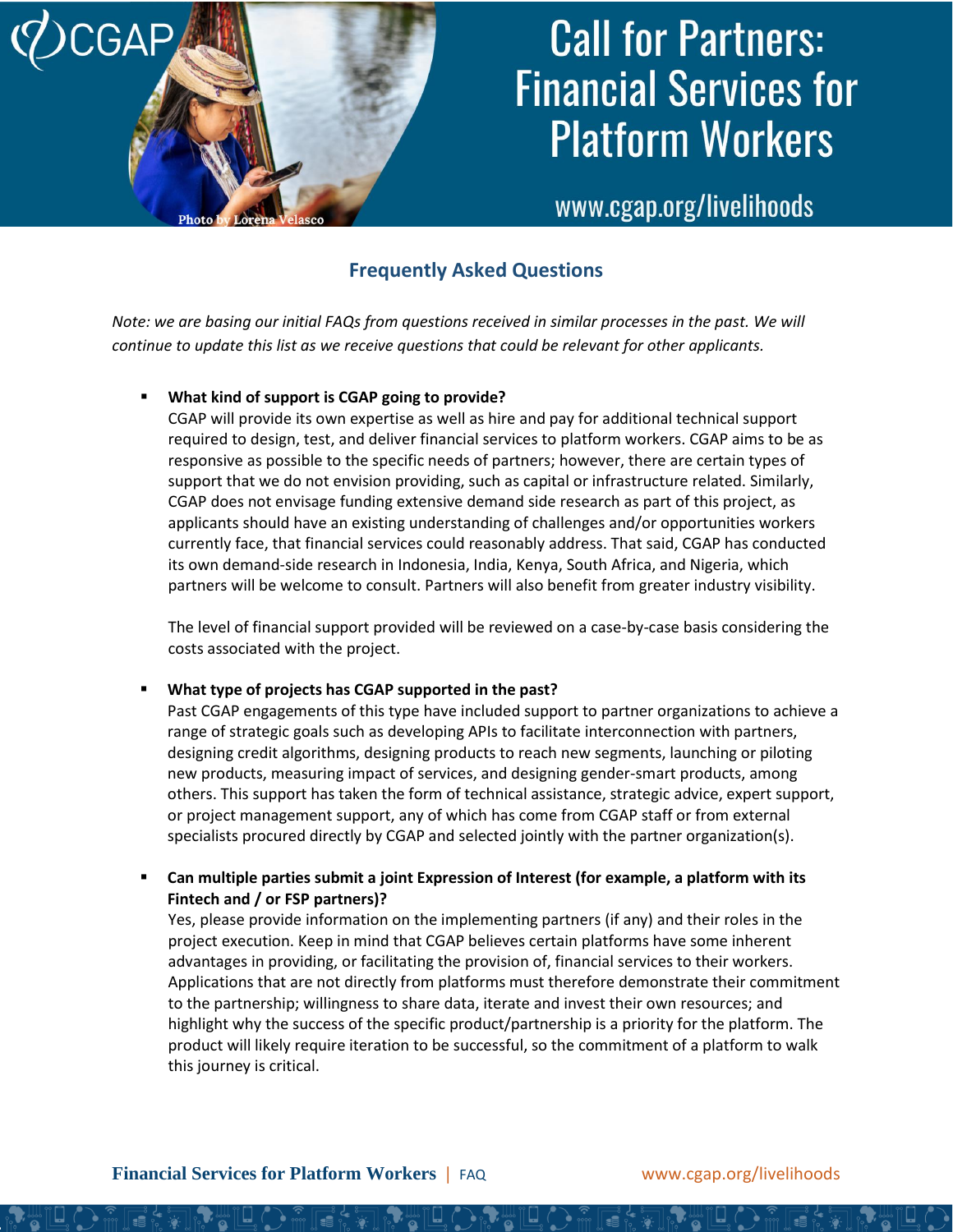# Call for Partners: Financial Services for Platform Workers

www.cgap.org/livelihoods

Photo by Lorena Velasco

## Frequently Asked Questions

*Note: we are basing our initial FAQs from questions received in similar processes in the past. We will continue to update this list as we receive questions that could be relevant for other applicants.*

- **What kind of support is CGAP going to provide?**
  CGAP will provide its own expertise as well as hire and pay for additional technical support required to design, test, and deliver financial services to platform workers. CGAP aims to be as responsive as possible to the specific needs of partners; however, there are certain types of support that we do not envision providing, such as capital or infrastructure related. Similarly, CGAP does not envisage funding extensive demand side research as part of this project, as applicants should have an existing understanding of challenges and/or opportunities workers currently face, that financial services could reasonably address. That said, CGAP has conducted its own demand-side research in Indonesia, India, Kenya, South Africa, and Nigeria, which partners will be welcome to consult. Partners will also benefit from greater industry visibility.

  The level of financial support provided will be reviewed on a case-by-case basis considering the costs associated with the project.

- **What type of projects has CGAP supported in the past?**
  Past CGAP engagements of this type have included support to partner organizations to achieve a range of strategic goals such as developing APIs to facilitate interconnection with partners, designing credit algorithms, designing products to reach new segments, launching or piloting new products, measuring impact of services, and designing gender-smart products, among others. This support has taken the form of technical assistance, strategic advice, expert support, or project management support, any of which has come from CGAP staff or from external specialists procured directly by CGAP and selected jointly with the partner organization(s).

- **Can multiple parties submit a joint Expression of Interest (for example, a platform with its Fintech and / or FSP partners)?**
  Yes, please provide information on the implementing partners (if any) and their roles in the project execution. Keep in mind that CGAP believes certain platforms have some inherent advantages in providing, or facilitating the provision of, financial services to their workers. Applications that are not directly from platforms must therefore demonstrate their commitment to the partnership; willingness to share data, iterate and invest their own resources; and highlight why the success of the specific product/partnership is a priority for the platform. The product will likely require iteration to be successful, so the commitment of a platform to walk this journey is critical.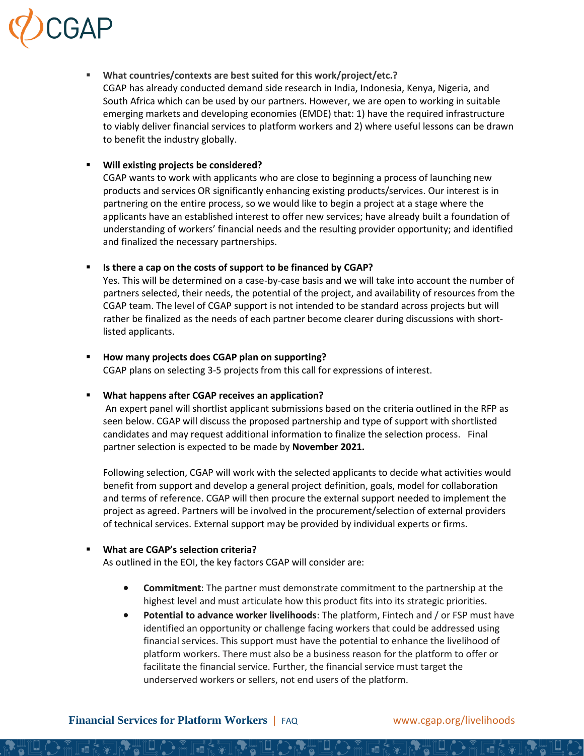- **What countries/contexts are best suited for this work/project/etc.?**
  CGAP has already conducted demand side research in India, Indonesia, Kenya, Nigeria, and South Africa which can be used by our partners. However, we are open to working in suitable emerging markets and developing economies (EMDE) that: 1) have the required infrastructure to viably deliver financial services to platform workers and 2) where useful lessons can be drawn to benefit the industry globally.

- **Will existing projects be considered?**
  CGAP wants to work with applicants who are close to beginning a process of launching new products and services OR significantly enhancing existing products/services. Our interest is in partnering on the entire process, so we would like to begin a project at a stage where the applicants have an established interest to offer new services; have already built a foundation of understanding of workers' financial needs and the resulting provider opportunity; and identified and finalized the necessary partnerships.

- **Is there a cap on the costs of support to be financed by CGAP?**
  Yes. This will be determined on a case-by-case basis and we will take into account the number of partners selected, their needs, the potential of the project, and availability of resources from the CGAP team. The level of CGAP support is not intended to be standard across projects but will rather be finalized as the needs of each partner become clearer during discussions with short-listed applicants.

- **How many projects does CGAP plan on supporting?**
  CGAP plans on selecting 3-5 projects from this call for expressions of interest.

- **What happens after CGAP receives an application?**
  An expert panel will shortlist applicant submissions based on the criteria outlined in the RFP as seen below. CGAP will discuss the proposed partnership and type of support with shortlisted candidates and may request additional information to finalize the selection process. Final partner selection is expected to be made by **November 2021.**

  Following selection, CGAP will work with the selected applicants to decide what activities would benefit from support and develop a general project definition, goals, model for collaboration and terms of reference. CGAP will then procure the external support needed to implement the project as agreed. Partners will be involved in the procurement/selection of external providers of technical services. External support may be provided by individual experts or firms.

- **What are CGAP's selection criteria?**
  As outlined in the EOI, the key factors CGAP will consider are:

  - **Commitment**: The partner must demonstrate commitment to the partnership at the highest level and must articulate how this product fits into its strategic priorities.
  - **Potential to advance worker livelihoods**: The platform, Fintech and / or FSP must have identified an opportunity or challenge facing workers that could be addressed using financial services. This support must have the potential to enhance the livelihood of platform workers. There must also be a business reason for the platform to offer or facilitate the financial service. Further, the financial service must target the underserved workers or sellers, not end users of the platform.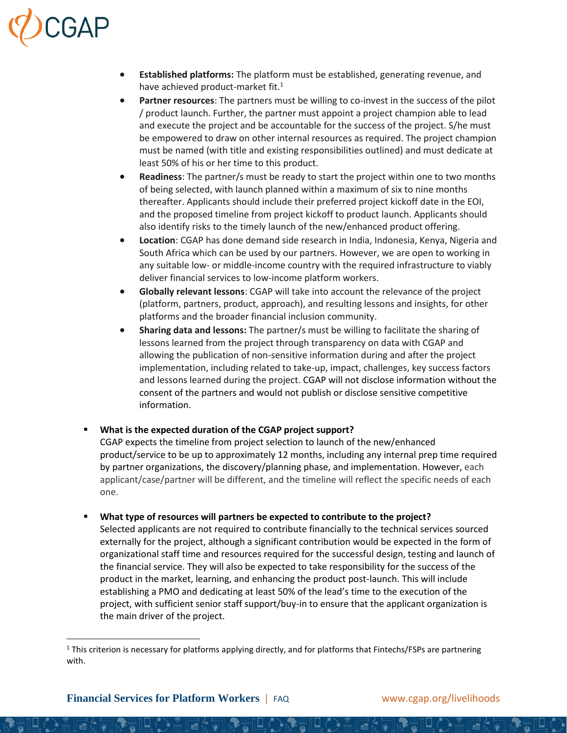- **Established platforms:** The platform must be established, generating revenue, and have achieved product-market fit.[1]
- **Partner resources**: The partners must be willing to co-invest in the success of the pilot / product launch. Further, the partner must appoint a project champion able to lead and execute the project and be accountable for the success of the project. S/he must be empowered to draw on other internal resources as required. The project champion must be named (with title and existing responsibilities outlined) and must dedicate at least 50% of his or her time to this product.
- **Readiness**: The partner/s must be ready to start the project within one to two months of being selected, with launch planned within a maximum of six to nine months thereafter. Applicants should include their preferred project kickoff date in the EOI, and the proposed timeline from project kickoff to product launch. Applicants should also identify risks to the timely launch of the new/enhanced product offering.
- **Location**: CGAP has done demand side research in India, Indonesia, Kenya, Nigeria and South Africa which can be used by our partners. However, we are open to working in any suitable low- or middle-income country with the required infrastructure to viably deliver financial services to low-income platform workers.
- **Globally relevant lessons**: CGAP will take into account the relevance of the project (platform, partners, product, approach), and resulting lessons and insights, for other platforms and the broader financial inclusion community.
- **Sharing data and lessons:** The partner/s must be willing to facilitate the sharing of lessons learned from the project through transparency on data with CGAP and allowing the publication of non-sensitive information during and after the project implementation, including related to take-up, impact, challenges, key success factors and lessons learned during the project. CGAP will not disclose information without the consent of the partners and would not publish or disclose sensitive competitive information.

- **What is the expected duration of the CGAP project support?**
  CGAP expects the timeline from project selection to launch of the new/enhanced product/service to be up to approximately 12 months, including any internal prep time required by partner organizations, the discovery/planning phase, and implementation. However, each applicant/case/partner will be different, and the timeline will reflect the specific needs of each one.

- **What type of resources will partners be expected to contribute to the project?**
  Selected applicants are not required to contribute financially to the technical services sourced externally for the project, although a significant contribution would be expected in the form of organizational staff time and resources required for the successful design, testing and launch of the financial service. They will also be expected to take responsibility for the success of the product in the market, learning, and enhancing the product post-launch. This will include establishing a PMO and dedicating at least 50% of the lead's time to the execution of the project, with sufficient senior staff support/buy-in to ensure that the applicant organization is the main driver of the project.

[1] This criterion is necessary for platforms applying directly, and for platforms that Fintechs/FSPs are partnering with.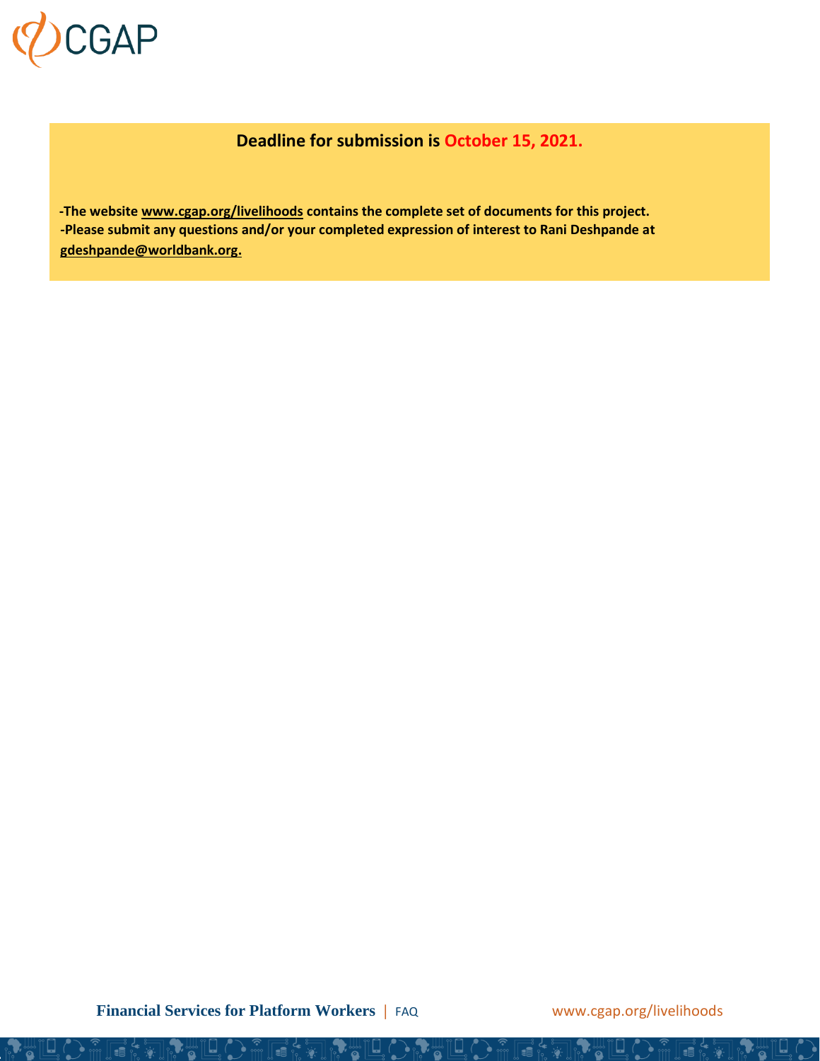**Deadline for submission is October 15, 2021.**

**-The website [www.cgap.org/livelihoods](www.cgap.org/livelihoods) contains the complete set of documents for this project.**
**-Please submit any questions and/or your completed expression of interest to Rani Deshpande at [gdeshpande@worldbank.org.](mailto:gdeshpande@worldbank.org)**